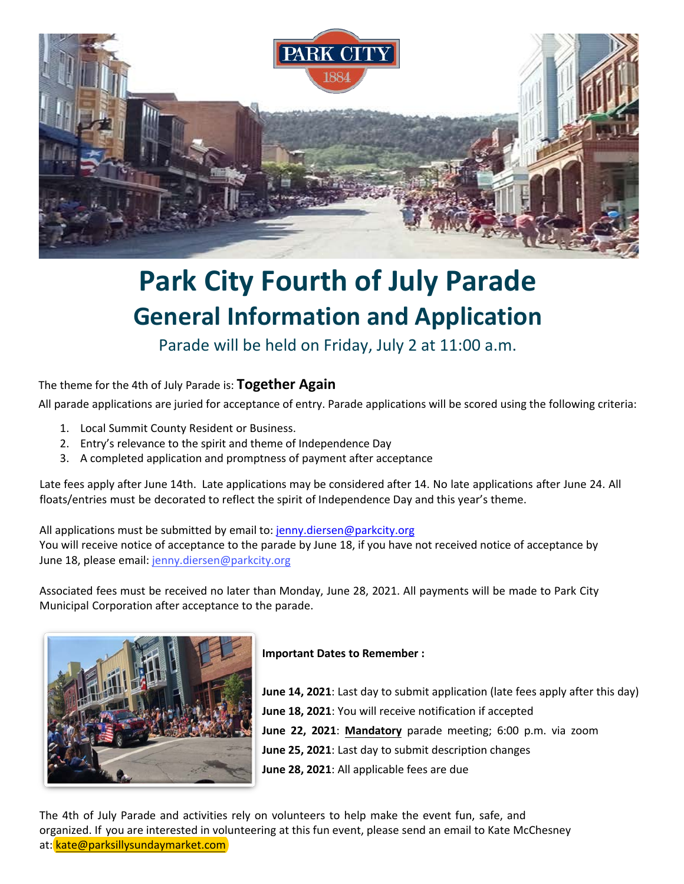# Park City Fourth of July Parade

## General Information and Application

Parade will be held on Friday, July 2 at 11:00 a.m.

The theme for the 4th of July Parade is: **Together Again**

All parade applications are juried for acceptance of entry. Parade applications will be scored using the following criteria:

1. Local Summit County Resident or Business.
2. Entry's relevance to the spirit and theme of Independence Day
3. A completed application and promptness of payment after acceptance

Late fees apply after June 14th. Late applications may be considered after 14. No late applications after June 24. All floats/entries must be decorated to reflect the spirit of Independence Day and this year's theme.

All applications must be submitted by email to: jenny.diersen@parkcity.org
You will receive notice of acceptance to the parade by June 18, if you have not received notice of acceptance by June 18, please email: jenny.diersen@parkcity.org

Associated fees must be received no later than Monday, June 28, 2021. All payments will be made to Park City Municipal Corporation after acceptance to the parade.

**Important Dates to Remember :**

**June 14, 2021**: Last day to submit application (late fees apply after this day)
**June 18, 2021**: You will receive notification if accepted
**June 22, 2021**: **Mandatory** parade meeting; 6:00 p.m. via zoom
**June 25, 2021**: Last day to submit description changes
**June 28, 2021**: All applicable fees are due

The 4th of July Parade and activities rely on volunteers to help make the event fun, safe, and organized. If you are interested in volunteering at this fun event, please send an email to Kate McChesney at: kate@parksillysundaymarket.com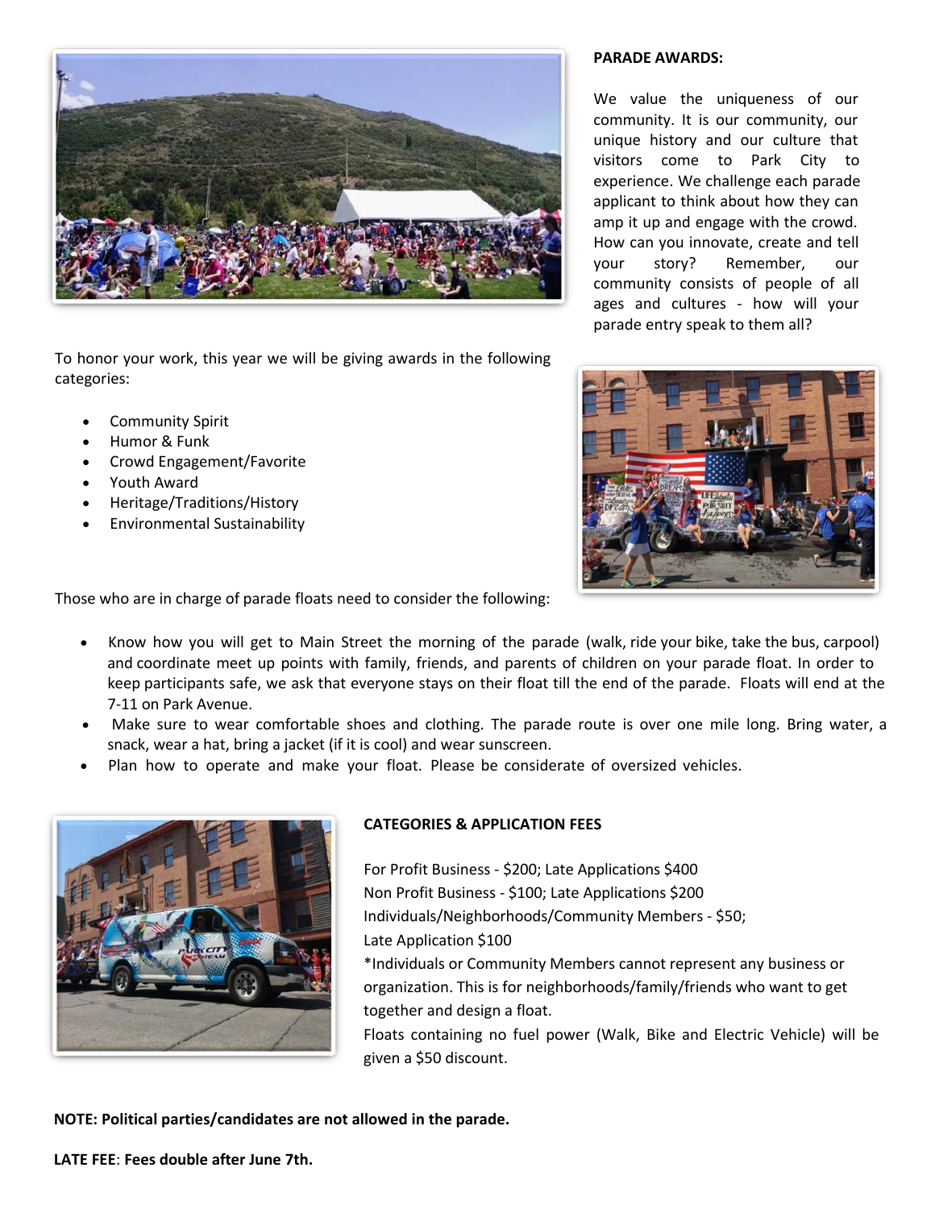## PARADE AWARDS:

We value the uniqueness of our community. It is our community, our unique history and our culture that visitors come to Park City to experience. We challenge each parade applicant to think about how they can amp it up and engage with the crowd. How can you innovate, create and tell your story? Remember, our community consists of people of all ages and cultures - how will your parade entry speak to them all?

To honor your work, this year we will be giving awards in the following categories:

- Community Spirit
- Humor & Funk
- Crowd Engagement/Favorite
- Youth Award
- Heritage/Traditions/History
- Environmental Sustainability

Those who are in charge of parade floats need to consider the following:

- Know how you will get to Main Street the morning of the parade (walk, ride your bike, take the bus, carpool) and coordinate meet up points with family, friends, and parents of children on your parade float. In order to keep participants safe, we ask that everyone stays on their float till the end of the parade. Floats will end at the 7-11 on Park Avenue.
- Make sure to wear comfortable shoes and clothing. The parade route is over one mile long. Bring water, a snack, wear a hat, bring a jacket (if it is cool) and wear sunscreen.
- Plan how to operate and make your float. Please be considerate of oversized vehicles.

## CATEGORIES & APPLICATION FEES

For Profit Business - $200; Late Applications $400
Non Profit Business - $100; Late Applications $200
Individuals/Neighborhoods/Community Members - $50;
Late Application $100
*Individuals or Community Members cannot represent any business or organization. This is for neighborhoods/family/friends who want to get together and design a float.
Floats containing no fuel power (Walk, Bike and Electric Vehicle) will be given a $50 discount.

**NOTE: Political parties/candidates are not allowed in the parade.**

**LATE FEE**: **Fees double after June 7th.**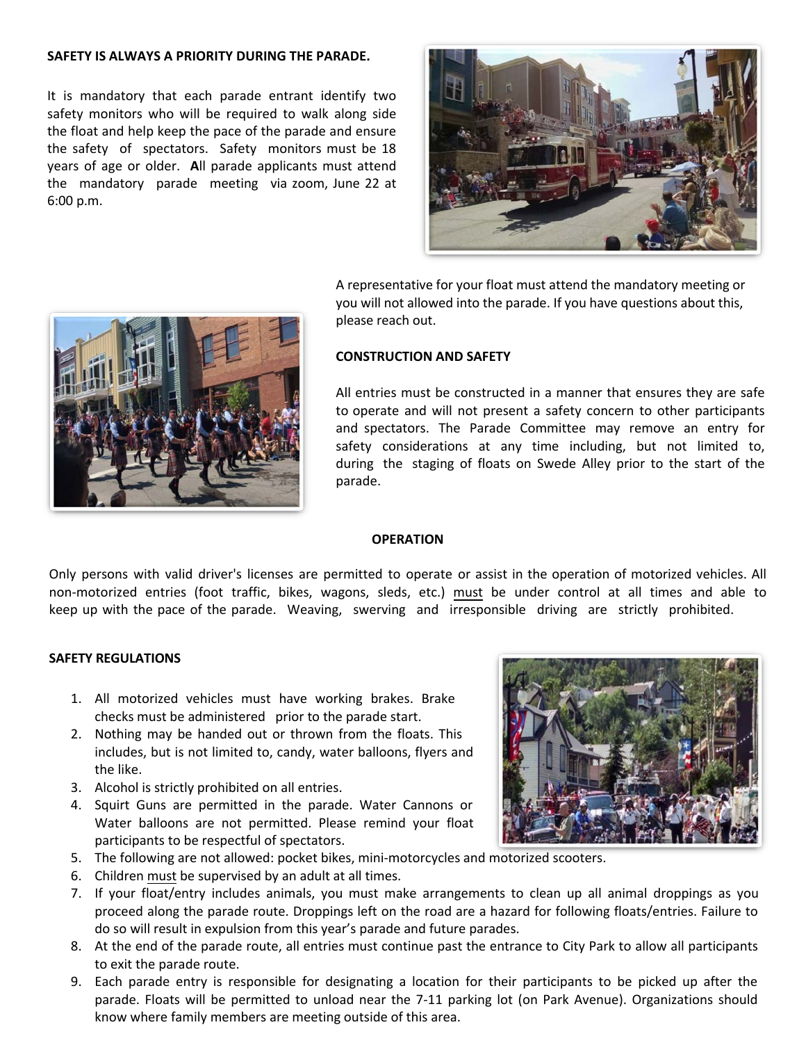**SAFETY IS ALWAYS A PRIORITY DURING THE PARADE.**

It is mandatory that each parade entrant identify two safety monitors who will be required to walk along side the float and help keep the pace of the parade and ensure the safety of spectators. Safety monitors must be 18 years of age or older. **A**ll parade applicants must attend the mandatory parade meeting via zoom, June 22 at 6:00 p.m.

A representative for your float must attend the mandatory meeting or you will not allowed into the parade. If you have questions about this, please reach out.

**CONSTRUCTION AND SAFETY**

All entries must be constructed in a manner that ensures they are safe to operate and will not present a safety concern to other participants and spectators. The Parade Committee may remove an entry for safety considerations at any time including, but not limited to, during the staging of floats on Swede Alley prior to the start of the parade.

**OPERATION**

Only persons with valid driver's licenses are permitted to operate or assist in the operation of motorized vehicles. All non-motorized entries (foot traffic, bikes, wagons, sleds, etc.) <u>must</u> be under control at all times and able to keep up with the pace of the parade. Weaving, swerving and irresponsible driving are strictly prohibited.

**SAFETY REGULATIONS**

1. All motorized vehicles must have working brakes. Brake checks must be administered prior to the parade start.
2. Nothing may be handed out or thrown from the floats. This includes, but is not limited to, candy, water balloons, flyers and the like.
3. Alcohol is strictly prohibited on all entries.
4. Squirt Guns are permitted in the parade. Water Cannons or Water balloons are not permitted. Please remind your float participants to be respectful of spectators.
5. The following are not allowed: pocket bikes, mini-motorcycles and motorized scooters.
6. Children <u>must</u> be supervised by an adult at all times.
7. If your float/entry includes animals, you must make arrangements to clean up all animal droppings as you proceed along the parade route. Droppings left on the road are a hazard for following floats/entries. Failure to do so will result in expulsion from this year's parade and future parades.
8. At the end of the parade route, all entries must continue past the entrance to City Park to allow all participants to exit the parade route.
9. Each parade entry is responsible for designating a location for their participants to be picked up after the parade. Floats will be permitted to unload near the 7-11 parking lot (on Park Avenue). Organizations should know where family members are meeting outside of this area.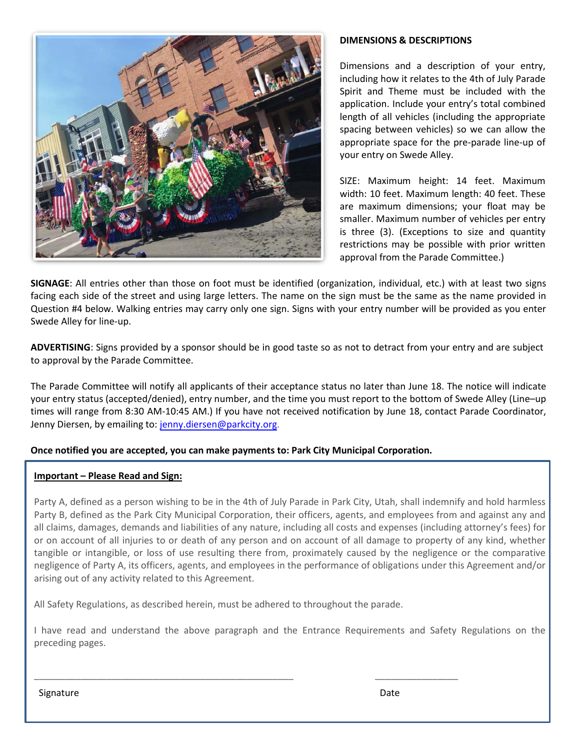### DIMENSIONS & DESCRIPTIONS

Dimensions and a description of your entry, including how it relates to the 4th of July Parade Spirit and Theme must be included with the application. Include your entry's total combined length of all vehicles (including the appropriate spacing between vehicles) so we can allow the appropriate space for the pre-parade line-up of your entry on Swede Alley.

SIZE: Maximum height: 14 feet. Maximum width: 10 feet. Maximum length: 40 feet. These are maximum dimensions; your float may be smaller. Maximum number of vehicles per entry is three (3). (Exceptions to size and quantity restrictions may be possible with prior written approval from the Parade Committee.)

**SIGNAGE**: All entries other than those on foot must be identified (organization, individual, etc.) with at least two signs facing each side of the street and using large letters. The name on the sign must be the same as the name provided in Question #4 below. Walking entries may carry only one sign. Signs with your entry number will be provided as you enter Swede Alley for line-up.

**ADVERTISING**: Signs provided by a sponsor should be in good taste so as not to detract from your entry and are subject to approval by the Parade Committee.

The Parade Committee will notify all applicants of their acceptance status no later than June 18. The notice will indicate your entry status (accepted/denied), entry number, and the time you must report to the bottom of Swede Alley (Line–up times will range from 8:30 AM-10:45 AM.) If you have not received notification by June 18, contact Parade Coordinator, Jenny Diersen, by emailing to: jenny.diersen@parkcity.org.

**Once notified you are accepted, you can make payments to: Park City Municipal Corporation.**

**Important – Please Read and Sign:**

Party A, defined as a person wishing to be in the 4th of July Parade in Park City, Utah, shall indemnify and hold harmless Party B, defined as the Park City Municipal Corporation, their officers, agents, and employees from and against any and all claims, damages, demands and liabilities of any nature, including all costs and expenses (including attorney's fees) for or on account of all injuries to or death of any person and on account of all damage to property of any kind, whether tangible or intangible, or loss of use resulting there from, proximately caused by the negligence or the comparative negligence of Party A, its officers, agents, and employees in the performance of obligations under this Agreement and/or arising out of any activity related to this Agreement.

All Safety Regulations, as described herein, must be adhered to throughout the parade.

I have read and understand the above paragraph and the Entrance Requirements and Safety Regulations on the preceding pages.

_______________________________________________ ________________

Signature Date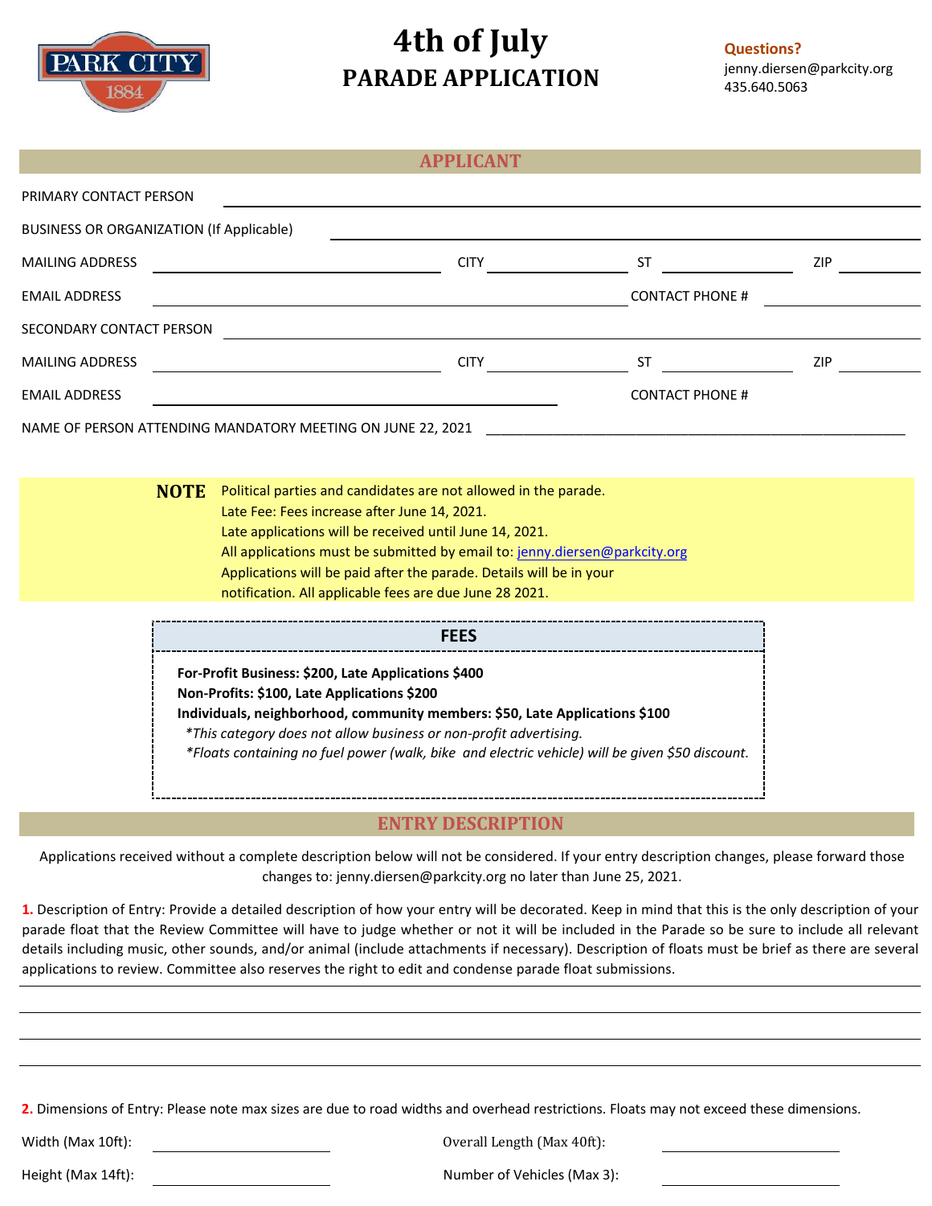PARK CITY 1884

# 4th of July
## PARADE APPLICATION

**Questions?**
jenny.diersen@parkcity.org
435.640.5063

## APPLICANT

PRIMARY CONTACT PERSON ______________________________

BUSINESS OR ORGANIZATION (If Applicable) ______________________________

MAILING ADDRESS ______________ CITY ______________ ST ______________ ZIP ______________

EMAIL ADDRESS ______________________________ CONTACT PHONE # ______________

SECONDARY CONTACT PERSON ______________________________

MAILING ADDRESS ______________ CITY ______________ ST ______________ ZIP ______________

EMAIL ADDRESS ______________________________ CONTACT PHONE #

NAME OF PERSON ATTENDING MANDATORY MEETING ON JUNE 22, 2021 ______________________________

**NOTE** Political parties and candidates are not allowed in the parade.
Late Fee: Fees increase after June 14, 2021.
Late applications will be received until June 14, 2021.
All applications must be submitted by email to: jenny.diersen@parkcity.org
Applications will be paid after the parade. Details will be in your notification. All applicable fees are due June 28 2021.

### FEES

**For-Profit Business: $200, Late Applications $400**
**Non-Profits: $100, Late Applications $200**
**Individuals, neighborhood, community members: $50, Late Applications $100**
*\*This category does not allow business or non-profit advertising.*
*\*Floats containing no fuel power (walk, bike and electric vehicle) will be given $50 discount.*

## ENTRY DESCRIPTION

Applications received without a complete description below will not be considered. If your entry description changes, please forward those changes to: jenny.diersen@parkcity.org no later than June 25, 2021.

**1.** Description of Entry: Provide a detailed description of how your entry will be decorated. Keep in mind that this is the only description of your parade float that the Review Committee will have to judge whether or not it will be included in the Parade so be sure to include all relevant details including music, other sounds, and/or animal (include attachments if necessary). Description of floats must be brief as there are several applications to review. Committee also reserves the right to edit and condense parade float submissions.

______________________________

______________________________

______________________________

______________________________

**2.** Dimensions of Entry: Please note max sizes are due to road widths and overhead restrictions. Floats may not exceed these dimensions.

Width (Max 10ft): ______________ Overall Length (Max 40ft): ______________

Height (Max 14ft): ______________ Number of Vehicles (Max 3): ______________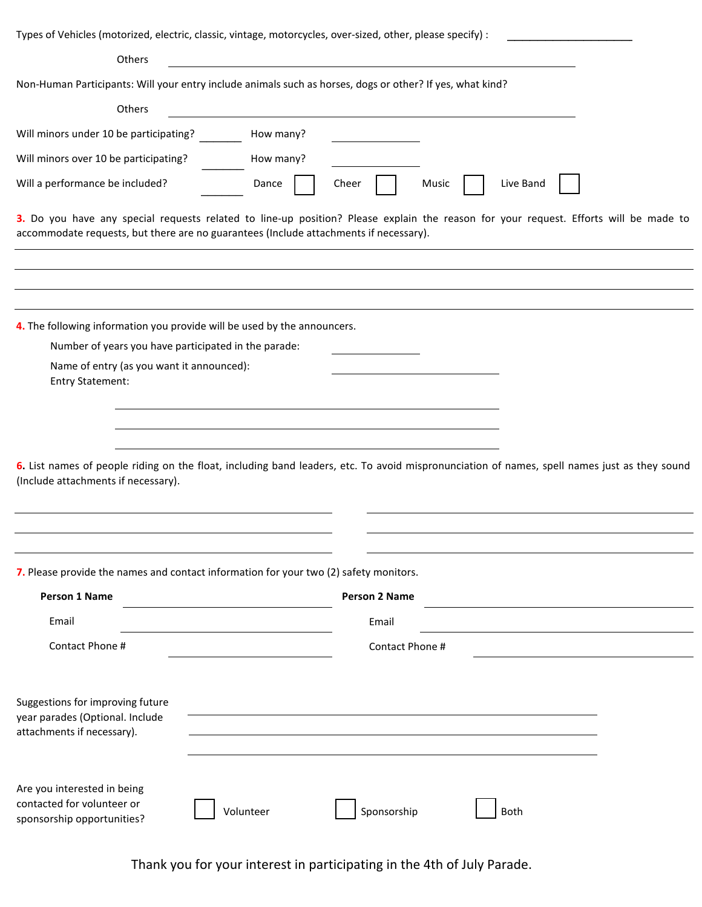Types of Vehicles (motorized, electric, classic, vintage, motorcycles, over-sized, other, please specify) : ____________________

Others ____________________

Non-Human Participants: Will your entry include animals such as horses, dogs or other? If yes, what kind?

Others ____________________

Will minors under 10 be participating? ________ How many? ____________

Will minors over 10 be participating? ________ How many? ____________

Will a performance be included? ________ Dance ☐ Cheer ☐ Music ☐ Live Band ☐

**3.** Do you have any special requests related to line-up position? Please explain the reason for your request. Efforts will be made to accommodate requests, but there are no guarantees (Include attachments if necessary).

____________________

____________________

____________________

____________________

**4.** The following information you provide will be used by the announcers.

Number of years you have participated in the parade: ____________

Name of entry (as you want it announced): ____________

Entry Statement:

____________________

____________________

____________________

**6.** List names of people riding on the float, including band leaders, etc. To avoid mispronunciation of names, spell names just as they sound (Include attachments if necessary).

____________________ ____________________

____________________ ____________________

____________________ ____________________

**7.** Please provide the names and contact information for your two (2) safety monitors.

**Person 1 Name** ____________________

Email ____________________

Contact Phone # ____________________

**Person 2 Name** ____________________

Email ____________________

Contact Phone # ____________________

Suggestions for improving future year parades (Optional. Include attachments if necessary).

____________________

____________________

____________________

Are you interested in being contacted for volunteer or sponsorship opportunities? ☐ Volunteer ☐ Sponsorship ☐ Both

Thank you for your interest in participating in the 4th of July Parade.